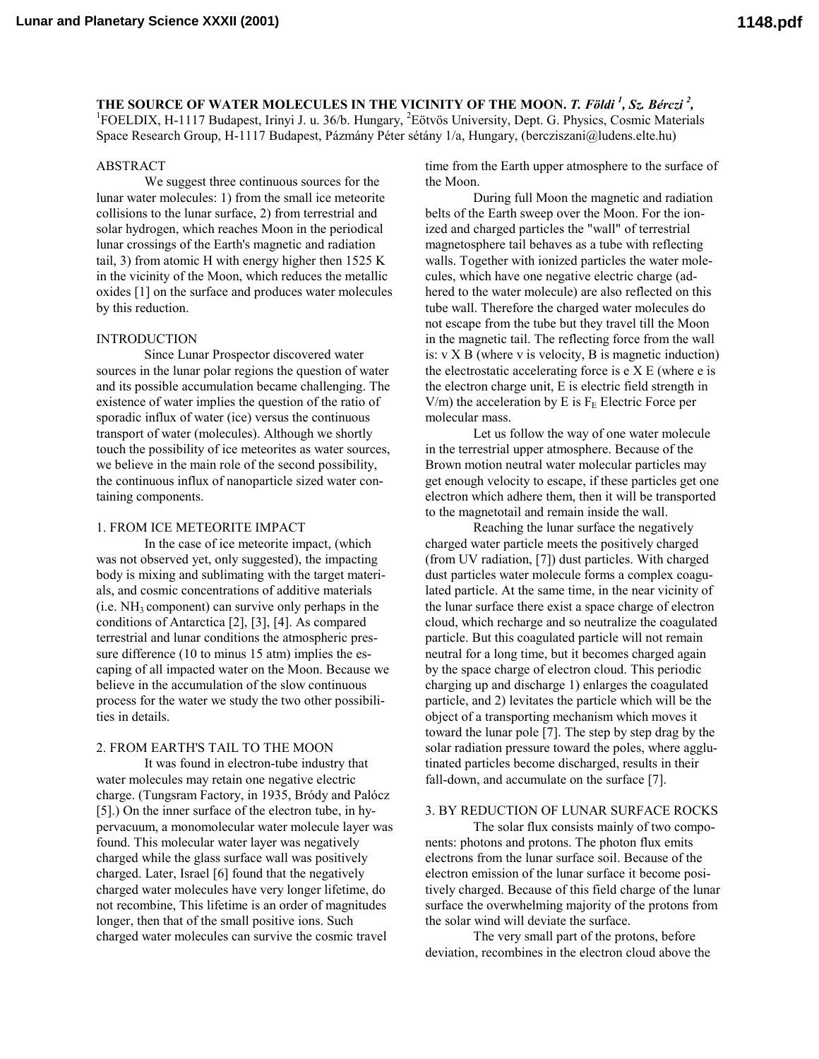# THE SOURCE OF WATER MOLECULES IN THE VICINITY OF THE MOON.

*T. Földi [1], Sz. Bérczi [2],* [1]FOELDIX, H-1117 Budapest, Irinyi J. u. 36/b. Hungary, [2]Eötvös University, Dept. G. Physics, Cosmic Materials Space Research Group, H-1117 Budapest, Pázmány Péter sétány 1/a, Hungary, (bercziszani@ludens.elte.hu)

## ABSTRACT

We suggest three continuous sources for the lunar water molecules: 1) from the small ice meteorite collisions to the lunar surface, 2) from terrestrial and solar hydrogen, which reaches Moon in the periodical lunar crossings of the Earth's magnetic and radiation tail, 3) from atomic H with energy higher then 1525 K in the vicinity of the Moon, which reduces the metallic oxides [1] on the surface and produces water molecules by this reduction.

## INTRODUCTION

Since Lunar Prospector discovered water sources in the lunar polar regions the question of water and its possible accumulation became challenging. The existence of water implies the question of the ratio of sporadic influx of water (ice) versus the continuous transport of water (molecules). Although we shortly touch the possibility of ice meteorites as water sources, we believe in the main role of the second possibility, the continuous influx of nanoparticle sized water containing components.

## 1. FROM ICE METEORITE IMPACT

In the case of ice meteorite impact, (which was not observed yet, only suggested), the impacting body is mixing and sublimating with the target materials, and cosmic concentrations of additive materials (i.e. $NH_3$ component) can survive only perhaps in the conditions of Antarctica [2], [3], [4]. As compared terrestrial and lunar conditions the atmospheric pressure difference (10 to minus 15 atm) implies the escaping of all impacted water on the Moon. Because we believe in the accumulation of the slow continuous process for the water we study the two other possibilities in details.

## 2. FROM EARTH'S TAIL TO THE MOON

It was found in electron-tube industry that water molecules may retain one negative electric charge. (Tungsram Factory, in 1935, Bródy and Palócz [5].) On the inner surface of the electron tube, in hypervacuum, a monomolecular water molecule layer was found. This molecular water layer was negatively charged while the glass surface wall was positively charged. Later, Israel [6] found that the negatively charged water molecules have very longer lifetime, do not recombine, This lifetime is an order of magnitudes longer, then that of the small positive ions. Such charged water molecules can survive the cosmic travel time from the Earth upper atmosphere to the surface of the Moon.

During full Moon the magnetic and radiation belts of the Earth sweep over the Moon. For the ionized and charged particles the "wall" of terrestrial magnetosphere tail behaves as a tube with reflecting walls. Together with ionized particles the water molecules, which have one negative electric charge (adhered to the water molecule) are also reflected on this tube wall. Therefore the charged water molecules do not escape from the tube but they travel till the Moon in the magnetic tail. The reflecting force from the wall is: v X B (where v is velocity, B is magnetic induction) the electrostatic accelerating force is e X E (where e is the electron charge unit, E is electric field strength in V/m) the acceleration by E is $F_E$ Electric Force per molecular mass.

Let us follow the way of one water molecule in the terrestrial upper atmosphere. Because of the Brown motion neutral water molecular particles may get enough velocity to escape, if these particles get one electron which adhere them, then it will be transported to the magnetotail and remain inside the wall.

Reaching the lunar surface the negatively charged water particle meets the positively charged (from UV radiation, [7]) dust particles. With charged dust particles water molecule forms a complex coagulated particle. At the same time, in the near vicinity of the lunar surface there exist a space charge of electron cloud, which recharge and so neutralize the coagulated particle. But this coagulated particle will not remain neutral for a long time, but it becomes charged again by the space charge of electron cloud. This periodic charging up and discharge 1) enlarges the coagulated particle, and 2) levitates the particle which will be the object of a transporting mechanism which moves it toward the lunar pole [7]. The step by step drag by the solar radiation pressure toward the poles, where agglutinated particles become discharged, results in their fall-down, and accumulate on the surface [7].

## 3. BY REDUCTION OF LUNAR SURFACE ROCKS

The solar flux consists mainly of two components: photons and protons. The photon flux emits electrons from the lunar surface soil. Because of the electron emission of the lunar surface it become positively charged. Because of this field charge of the lunar surface the overwhelming majority of the protons from the solar wind will deviate the surface.

The very small part of the protons, before deviation, recombines in the electron cloud above the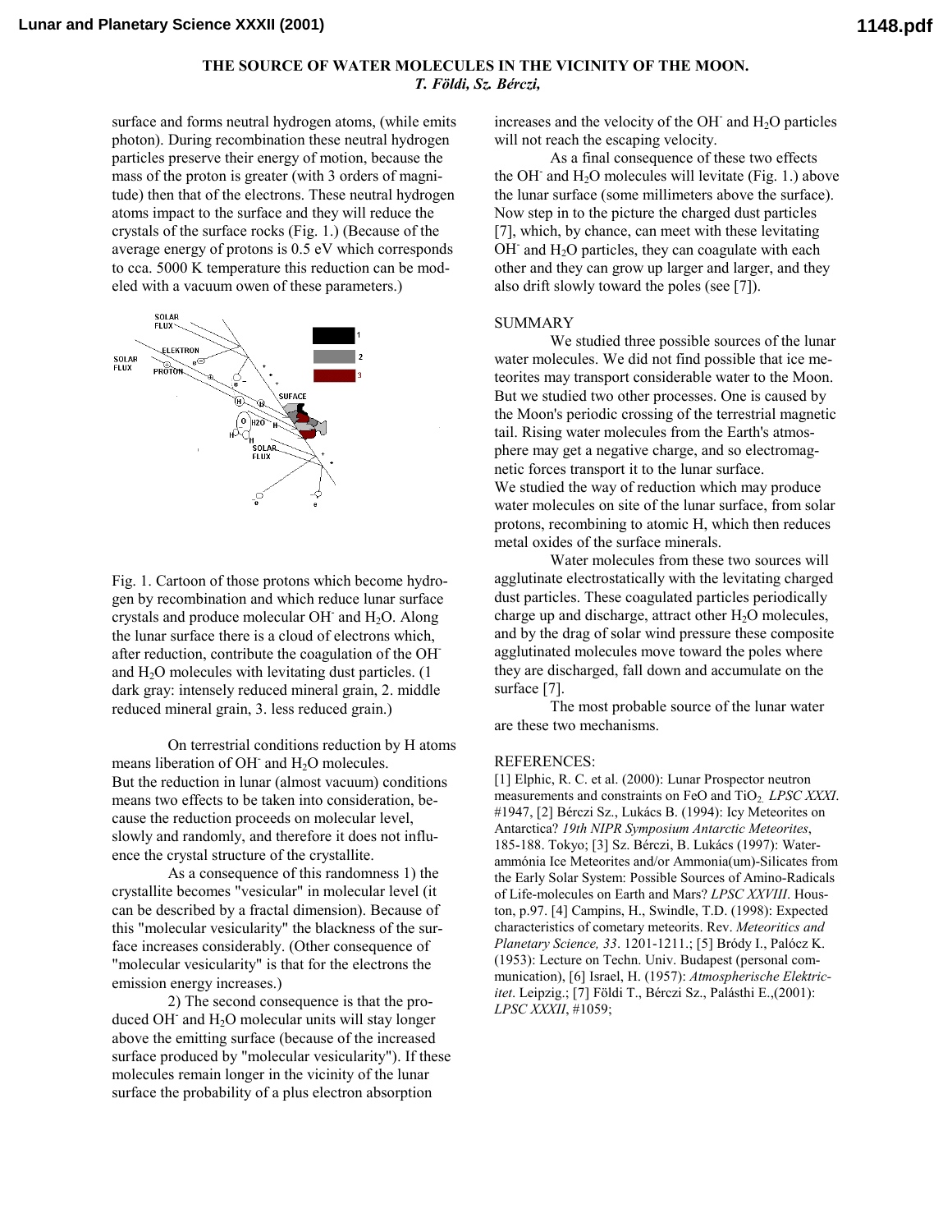**THE SOURCE OF WATER MOLECULES IN THE VICINITY OF THE MOON.** *T. Földi, Sz. Bérczi,*

surface and forms neutral hydrogen atoms, (while emits photon). During recombination these neutral hydrogen particles preserve their energy of motion, because the mass of the proton is greater (with 3 orders of magnitude) then that of the electrons. These neutral hydrogen atoms impact to the surface and they will reduce the crystals of the surface rocks (Fig. 1.) (Because of the average energy of protons is 0.5 eV which corresponds to cca. 5000 K temperature this reduction can be modeled with a vacuum owen of these parameters.)

SOLAR FLUX
ELEKTRON
SOLAR FLUX
PROTON
SUFACE
H2O
SOLAR FLUX
1
2
3

Fig. 1. Cartoon of those protons which become hydrogen by recombination and which reduce lunar surface crystals and produce molecular $OH^-$ and $H_2O$. Along the lunar surface there is a cloud of electrons which, after reduction, contribute the coagulation of the $OH^-$ and $H_2O$ molecules with levitating dust particles. (1 dark gray: intensely reduced mineral grain, 2. middle reduced mineral grain, 3. less reduced grain.)

On terrestrial conditions reduction by H atoms means liberation of $OH^-$ and $H_2O$ molecules. But the reduction in lunar (almost vacuum) conditions means two effects to be taken into consideration, because the reduction proceeds on molecular level, slowly and randomly, and therefore it does not influence the crystal structure of the crystallite.

As a consequence of this randomness 1) the crystallite becomes "vesicular" in molecular level (it can be described by a fractal dimension). Because of this "molecular vesicularity" the blackness of the surface increases considerably. (Other consequence of "molecular vesicularity" is that for the electrons the emission energy increases.)

2) The second consequence is that the produced $OH^-$ and $H_2O$ molecular units will stay longer above the emitting surface (because of the increased surface produced by "molecular vesicularity"). If these molecules remain longer in the vicinity of the lunar surface the probability of a plus electron absorption increases and the velocity of the $OH^-$ and $H_2O$ particles will not reach the escaping velocity.

As a final consequence of these two effects the $OH^-$ and $H_2O$ molecules will levitate (Fig. 1.) above the lunar surface (some millimeters above the surface). Now step in to the picture the charged dust particles [7], which, by chance, can meet with these levitating $OH^-$ and $H_2O$ particles, they can coagulate with each other and they can grow up larger and larger, and they also drift slowly toward the poles (see [7]).

## SUMMARY

We studied three possible sources of the lunar water molecules. We did not find possible that ice meteorites may transport considerable water to the Moon. But we studied two other processes. One is caused by the Moon's periodic crossing of the terrestrial magnetic tail. Rising water molecules from the Earth's atmosphere may get a negative charge, and so electromagnetic forces transport it to the lunar surface.
We studied the way of reduction which may produce water molecules on site of the lunar surface, from solar protons, recombining to atomic H, which then reduces metal oxides of the surface minerals.

Water molecules from these two sources will agglutinate electrostatically with the levitating charged dust particles. These coagulated particles periodically charge up and discharge, attract other $H_2O$ molecules, and by the drag of solar wind pressure these composite agglutinated molecules move toward the poles where they are discharged, fall down and accumulate on the surface [7].

The most probable source of the lunar water are these two mechanisms.

## REFERENCES:

[1] Elphic, R. C. et al. (2000): Lunar Prospector neutron measurements and constraints on FeO and $TiO_2$. *LPSC XXXI*. #1947, [2] Bérczi Sz., Lukács B. (1994): Icy Meteorites on Antarctica? *19th NIPR Symposium Antarctic Meteorites*, 185-188. Tokyo; [3] Sz. Bérczi, B. Lukács (1997): Water-ammónia Ice Meteorites and/or Ammonia(um)-Silicates from the Early Solar System: Possible Sources of Amino-Radicals of Life-molecules on Earth and Mars? *LPSC XXVIII*. Houston, p.97. [4] Campins, H., Swindle, T.D. (1998): Expected characteristics of cometary meteorits. Rev. *Meteoritics and Planetary Science, 33*. 1201-1211.; [5] Bródy I., Palócz K. (1953): Lecture on Techn. Univ. Budapest (personal communication), [6] Israel, H. (1957): *Atmospherische Elektricitet*. Leipzig.; [7] Földi T., Bérczi Sz., Palásthi E.,(2001): *LPSC XXXII*, #1059;